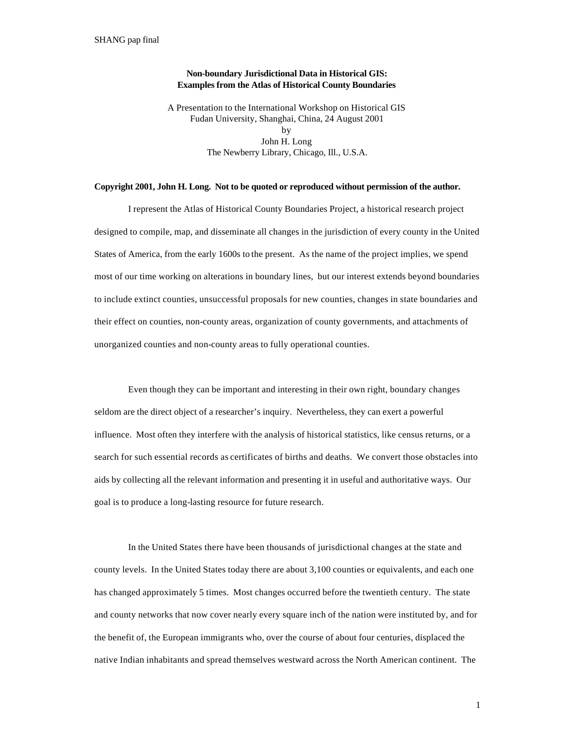**Non-boundary Jurisdictional Data in Historical GIS:**
**Examples from the Atlas of Historical County Boundaries**

A Presentation to the International Workshop on Historical GIS
Fudan University, Shanghai, China, 24 August 2001
by
John H. Long
The Newberry Library, Chicago, Ill., U.S.A.

**Copyright 2001, John H. Long. Not to be quoted or reproduced without permission of the author.**

I represent the Atlas of Historical County Boundaries Project, a historical research project designed to compile, map, and disseminate all changes in the jurisdiction of every county in the United States of America, from the early 1600s to the present. As the name of the project implies, we spend most of our time working on alterations in boundary lines, but our interest extends beyond boundaries to include extinct counties, unsuccessful proposals for new counties, changes in state boundaries and their effect on counties, non-county areas, organization of county governments, and attachments of unorganized counties and non-county areas to fully operational counties.

Even though they can be important and interesting in their own right, boundary changes seldom are the direct object of a researcher's inquiry. Nevertheless, they can exert a powerful influence. Most often they interfere with the analysis of historical statistics, like census returns, or a search for such essential records as certificates of births and deaths. We convert those obstacles into aids by collecting all the relevant information and presenting it in useful and authoritative ways. Our goal is to produce a long-lasting resource for future research.

In the United States there have been thousands of jurisdictional changes at the state and county levels. In the United States today there are about 3,100 counties or equivalents, and each one has changed approximately 5 times. Most changes occurred before the twentieth century. The state and county networks that now cover nearly every square inch of the nation were instituted by, and for the benefit of, the European immigrants who, over the course of about four centuries, displaced the native Indian inhabitants and spread themselves westward across the North American continent. The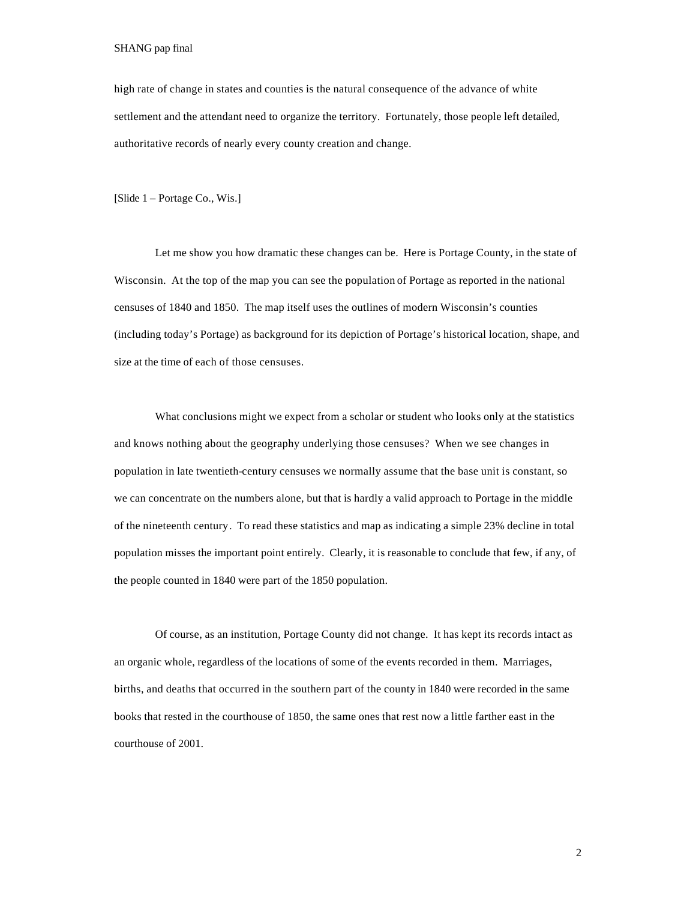high rate of change in states and counties is the natural consequence of the advance of white settlement and the attendant need to organize the territory. Fortunately, those people left detailed, authoritative records of nearly every county creation and change.

[Slide 1 – Portage Co., Wis.]

Let me show you how dramatic these changes can be. Here is Portage County, in the state of Wisconsin. At the top of the map you can see the population of Portage as reported in the national censuses of 1840 and 1850. The map itself uses the outlines of modern Wisconsin's counties (including today's Portage) as background for its depiction of Portage's historical location, shape, and size at the time of each of those censuses.

What conclusions might we expect from a scholar or student who looks only at the statistics and knows nothing about the geography underlying those censuses? When we see changes in population in late twentieth-century censuses we normally assume that the base unit is constant, so we can concentrate on the numbers alone, but that is hardly a valid approach to Portage in the middle of the nineteenth century. To read these statistics and map as indicating a simple 23% decline in total population misses the important point entirely. Clearly, it is reasonable to conclude that few, if any, of the people counted in 1840 were part of the 1850 population.

Of course, as an institution, Portage County did not change. It has kept its records intact as an organic whole, regardless of the locations of some of the events recorded in them. Marriages, births, and deaths that occurred in the southern part of the county in 1840 were recorded in the same books that rested in the courthouse of 1850, the same ones that rest now a little farther east in the courthouse of 2001.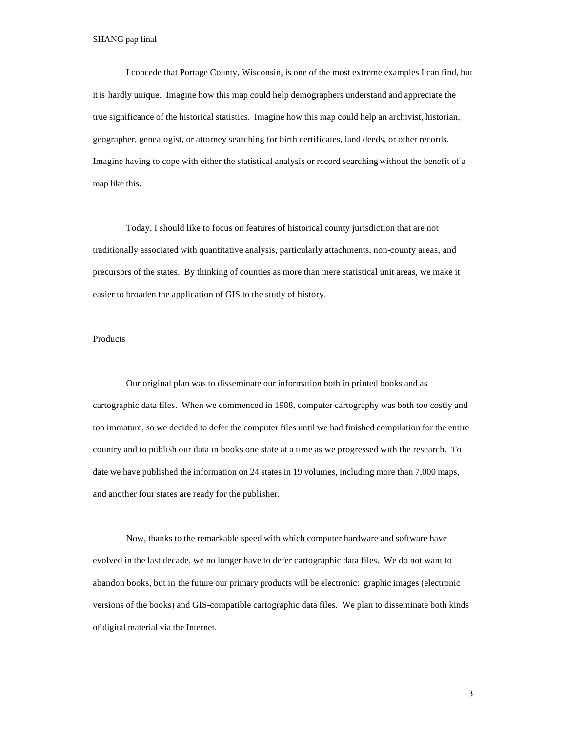I concede that Portage County, Wisconsin, is one of the most extreme examples I can find, but it is hardly unique. Imagine how this map could help demographers understand and appreciate the true significance of the historical statistics. Imagine how this map could help an archivist, historian, geographer, genealogist, or attorney searching for birth certificates, land deeds, or other records. Imagine having to cope with either the statistical analysis or record searching <u>without</u> the benefit of a map like this.

Today, I should like to focus on features of historical county jurisdiction that are not traditionally associated with quantitative analysis, particularly attachments, non-county areas, and precursors of the states. By thinking of counties as more than mere statistical unit areas, we make it easier to broaden the application of GIS to the study of history.

<u>Products</u>

Our original plan was to disseminate our information both in printed books and as cartographic data files. When we commenced in 1988, computer cartography was both too costly and too immature, so we decided to defer the computer files until we had finished compilation for the entire country and to publish our data in books one state at a time as we progressed with the research. To date we have published the information on 24 states in 19 volumes, including more than 7,000 maps, and another four states are ready for the publisher.

Now, thanks to the remarkable speed with which computer hardware and software have evolved in the last decade, we no longer have to defer cartographic data files. We do not want to abandon books, but in the future our primary products will be electronic: graphic images (electronic versions of the books) and GIS-compatible cartographic data files. We plan to disseminate both kinds of digital material via the Internet.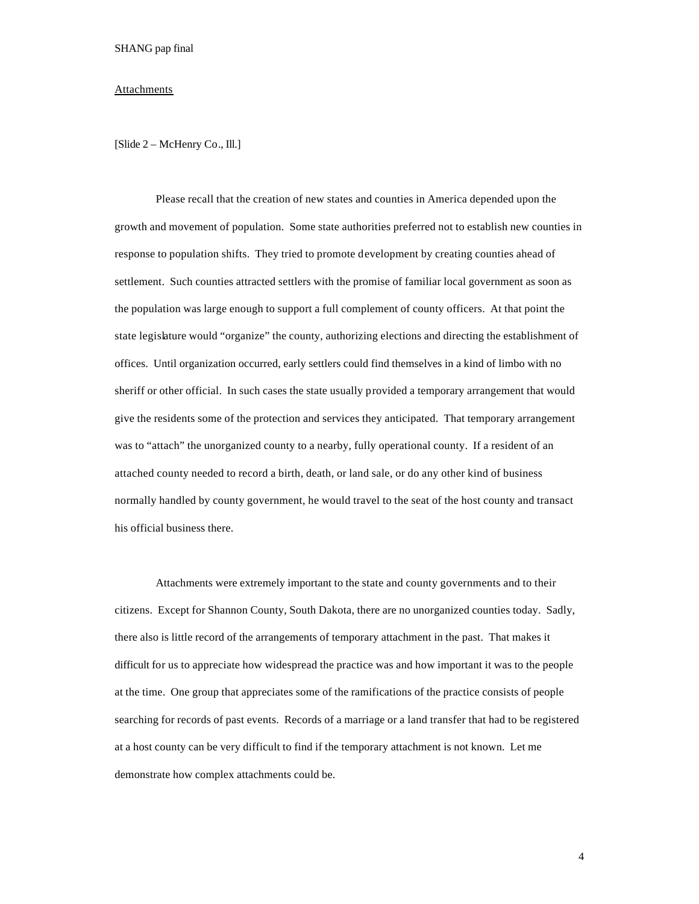Attachments

[Slide 2 – McHenry Co., Ill.]

Please recall that the creation of new states and counties in America depended upon the growth and movement of population. Some state authorities preferred not to establish new counties in response to population shifts. They tried to promote development by creating counties ahead of settlement. Such counties attracted settlers with the promise of familiar local government as soon as the population was large enough to support a full complement of county officers. At that point the state legislature would "organize" the county, authorizing elections and directing the establishment of offices. Until organization occurred, early settlers could find themselves in a kind of limbo with no sheriff or other official. In such cases the state usually provided a temporary arrangement that would give the residents some of the protection and services they anticipated. That temporary arrangement was to "attach" the unorganized county to a nearby, fully operational county. If a resident of an attached county needed to record a birth, death, or land sale, or do any other kind of business normally handled by county government, he would travel to the seat of the host county and transact his official business there.

Attachments were extremely important to the state and county governments and to their citizens. Except for Shannon County, South Dakota, there are no unorganized counties today. Sadly, there also is little record of the arrangements of temporary attachment in the past. That makes it difficult for us to appreciate how widespread the practice was and how important it was to the people at the time. One group that appreciates some of the ramifications of the practice consists of people searching for records of past events. Records of a marriage or a land transfer that had to be registered at a host county can be very difficult to find if the temporary attachment is not known. Let me demonstrate how complex attachments could be.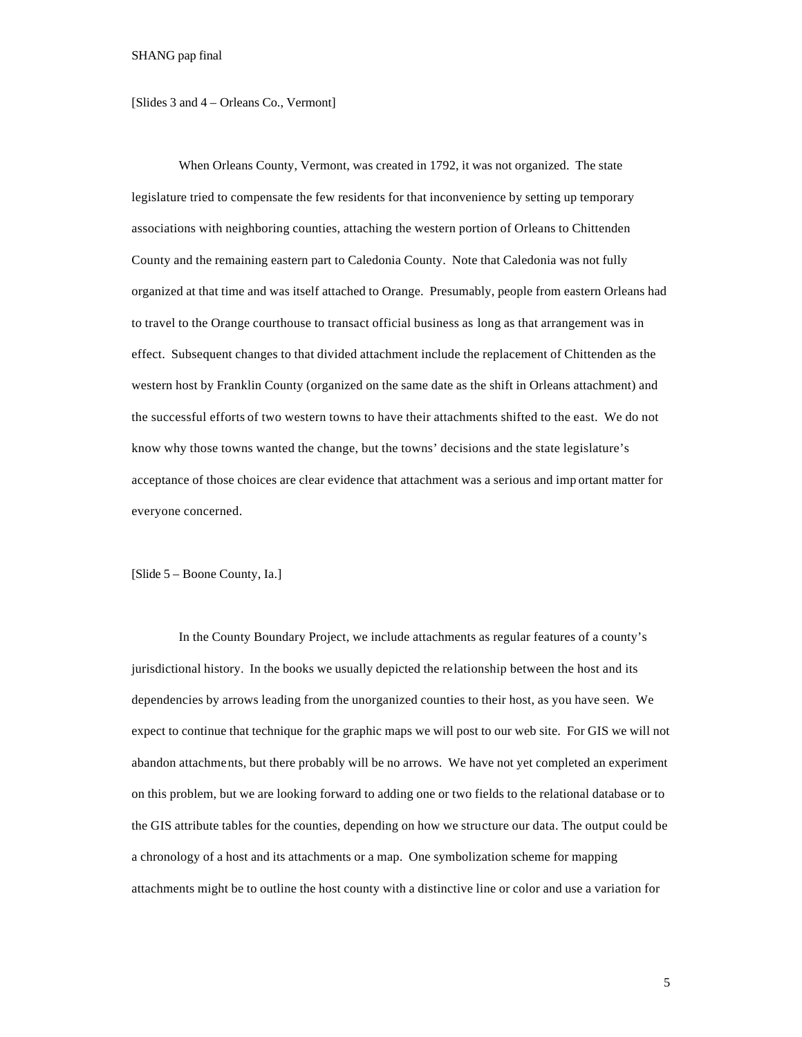[Slides 3 and 4 – Orleans Co., Vermont]

When Orleans County, Vermont, was created in 1792, it was not organized. The state legislature tried to compensate the few residents for that inconvenience by setting up temporary associations with neighboring counties, attaching the western portion of Orleans to Chittenden County and the remaining eastern part to Caledonia County. Note that Caledonia was not fully organized at that time and was itself attached to Orange. Presumably, people from eastern Orleans had to travel to the Orange courthouse to transact official business as long as that arrangement was in effect. Subsequent changes to that divided attachment include the replacement of Chittenden as the western host by Franklin County (organized on the same date as the shift in Orleans attachment) and the successful efforts of two western towns to have their attachments shifted to the east. We do not know why those towns wanted the change, but the towns' decisions and the state legislature's acceptance of those choices are clear evidence that attachment was a serious and important matter for everyone concerned.

[Slide 5 – Boone County, Ia.]

In the County Boundary Project, we include attachments as regular features of a county's jurisdictional history. In the books we usually depicted the relationship between the host and its dependencies by arrows leading from the unorganized counties to their host, as you have seen. We expect to continue that technique for the graphic maps we will post to our web site. For GIS we will not abandon attachments, but there probably will be no arrows. We have not yet completed an experiment on this problem, but we are looking forward to adding one or two fields to the relational database or to the GIS attribute tables for the counties, depending on how we structure our data. The output could be a chronology of a host and its attachments or a map. One symbolization scheme for mapping attachments might be to outline the host county with a distinctive line or color and use a variation for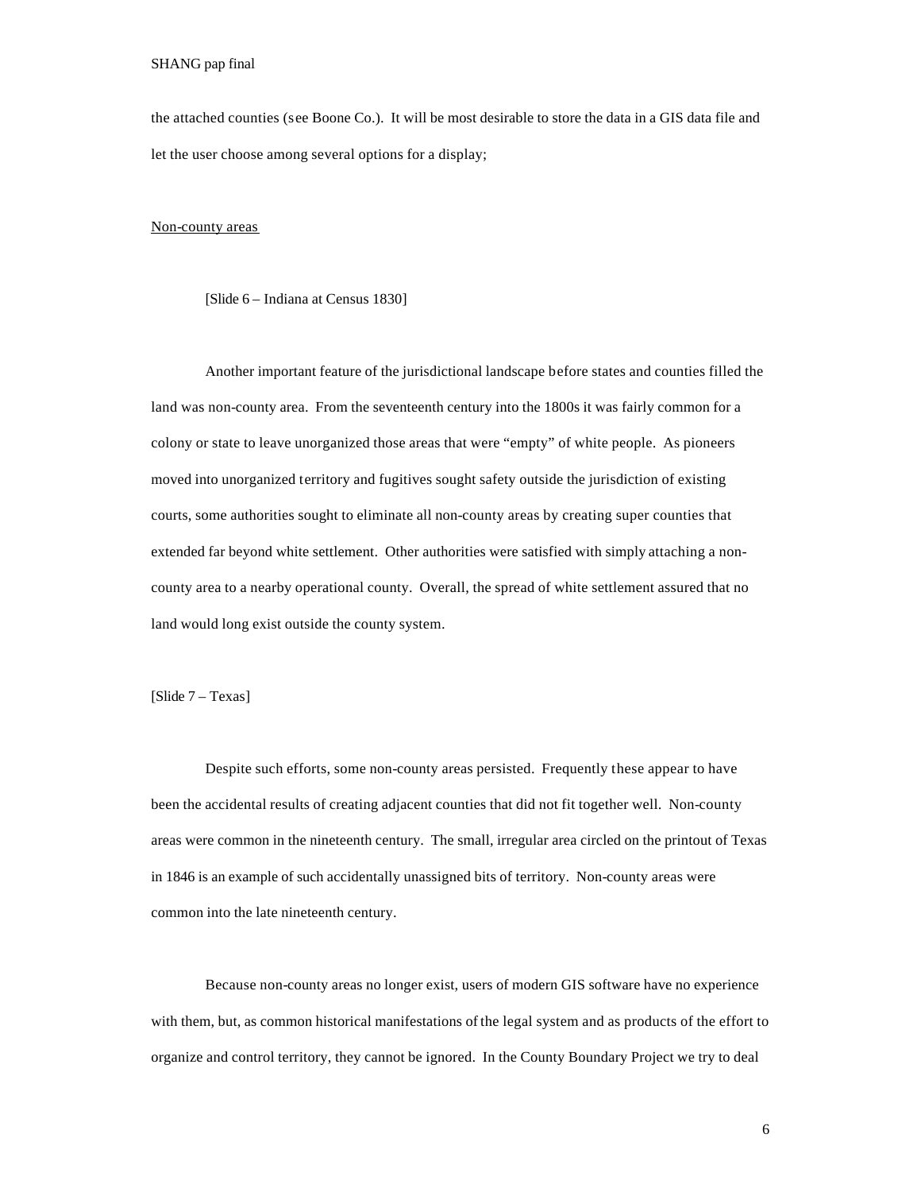the attached counties (see Boone Co.). It will be most desirable to store the data in a GIS data file and let the user choose among several options for a display;

<u>Non-county areas</u>

[Slide 6 – Indiana at Census 1830]

Another important feature of the jurisdictional landscape before states and counties filled the land was non-county area. From the seventeenth century into the 1800s it was fairly common for a colony or state to leave unorganized those areas that were "empty" of white people. As pioneers moved into unorganized territory and fugitives sought safety outside the jurisdiction of existing courts, some authorities sought to eliminate all non-county areas by creating super counties that extended far beyond white settlement. Other authorities were satisfied with simply attaching a non-county area to a nearby operational county. Overall, the spread of white settlement assured that no land would long exist outside the county system.

[Slide 7 – Texas]

Despite such efforts, some non-county areas persisted. Frequently these appear to have been the accidental results of creating adjacent counties that did not fit together well. Non-county areas were common in the nineteenth century. The small, irregular area circled on the printout of Texas in 1846 is an example of such accidentally unassigned bits of territory. Non-county areas were common into the late nineteenth century.

Because non-county areas no longer exist, users of modern GIS software have no experience with them, but, as common historical manifestations of the legal system and as products of the effort to organize and control territory, they cannot be ignored. In the County Boundary Project we try to deal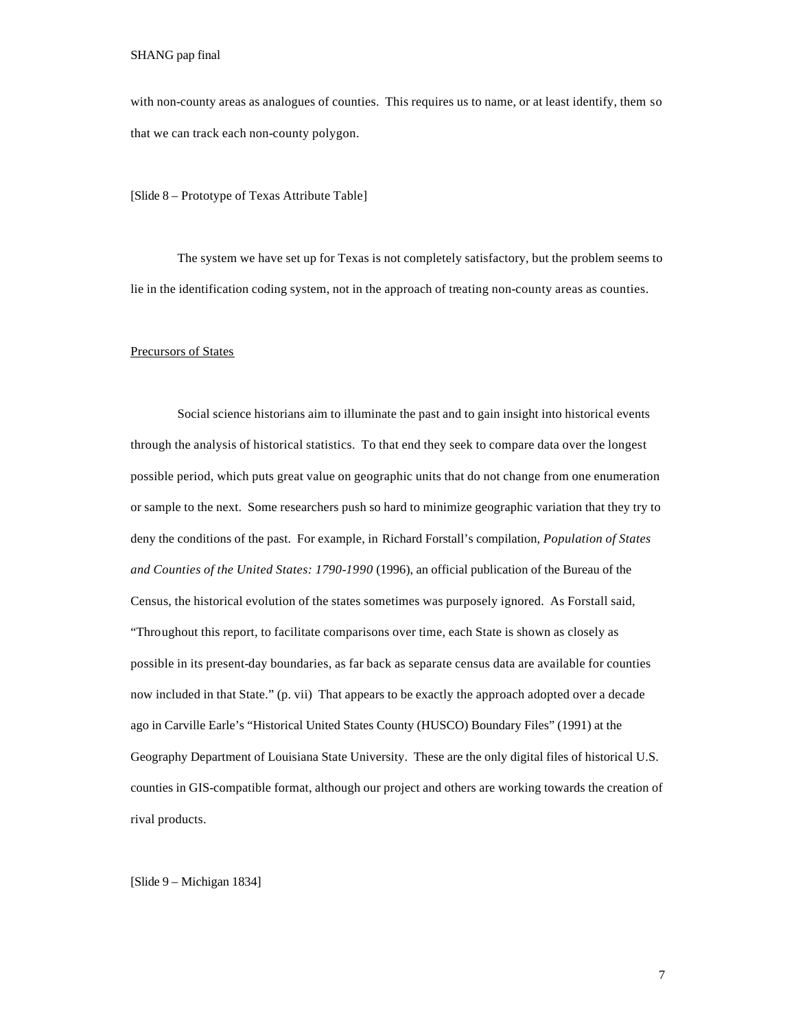with non-county areas as analogues of counties. This requires us to name, or at least identify, them so that we can track each non-county polygon.

[Slide 8 – Prototype of Texas Attribute Table]

The system we have set up for Texas is not completely satisfactory, but the problem seems to lie in the identification coding system, not in the approach of treating non-county areas as counties.

<u>Precursors of States</u>

Social science historians aim to illuminate the past and to gain insight into historical events through the analysis of historical statistics. To that end they seek to compare data over the longest possible period, which puts great value on geographic units that do not change from one enumeration or sample to the next. Some researchers push so hard to minimize geographic variation that they try to deny the conditions of the past. For example, in Richard Forstall's compilation, *Population of States and Counties of the United States: 1790-1990* (1996), an official publication of the Bureau of the Census, the historical evolution of the states sometimes was purposely ignored. As Forstall said, "Throughout this report, to facilitate comparisons over time, each State is shown as closely as possible in its present-day boundaries, as far back as separate census data are available for counties now included in that State." (p. vii) That appears to be exactly the approach adopted over a decade ago in Carville Earle's "Historical United States County (HUSCO) Boundary Files" (1991) at the Geography Department of Louisiana State University. These are the only digital files of historical U.S. counties in GIS-compatible format, although our project and others are working towards the creation of rival products.

[Slide 9 – Michigan 1834]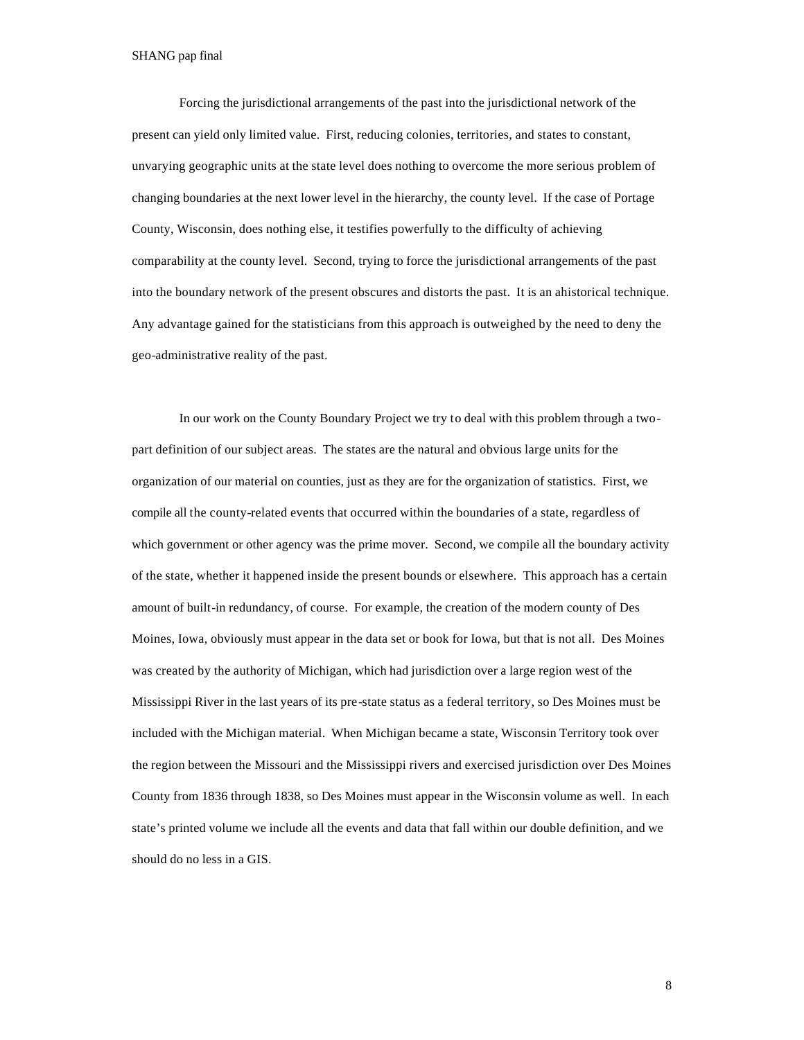Forcing the jurisdictional arrangements of the past into the jurisdictional network of the present can yield only limited value. First, reducing colonies, territories, and states to constant, unvarying geographic units at the state level does nothing to overcome the more serious problem of changing boundaries at the next lower level in the hierarchy, the county level. If the case of Portage County, Wisconsin, does nothing else, it testifies powerfully to the difficulty of achieving comparability at the county level. Second, trying to force the jurisdictional arrangements of the past into the boundary network of the present obscures and distorts the past. It is an ahistorical technique. Any advantage gained for the statisticians from this approach is outweighed by the need to deny the geo-administrative reality of the past.

In our work on the County Boundary Project we try to deal with this problem through a two-part definition of our subject areas. The states are the natural and obvious large units for the organization of our material on counties, just as they are for the organization of statistics. First, we compile all the county-related events that occurred within the boundaries of a state, regardless of which government or other agency was the prime mover. Second, we compile all the boundary activity of the state, whether it happened inside the present bounds or elsewhere. This approach has a certain amount of built-in redundancy, of course. For example, the creation of the modern county of Des Moines, Iowa, obviously must appear in the data set or book for Iowa, but that is not all. Des Moines was created by the authority of Michigan, which had jurisdiction over a large region west of the Mississippi River in the last years of its pre-state status as a federal territory, so Des Moines must be included with the Michigan material. When Michigan became a state, Wisconsin Territory took over the region between the Missouri and the Mississippi rivers and exercised jurisdiction over Des Moines County from 1836 through 1838, so Des Moines must appear in the Wisconsin volume as well. In each state's printed volume we include all the events and data that fall within our double definition, and we should do no less in a GIS.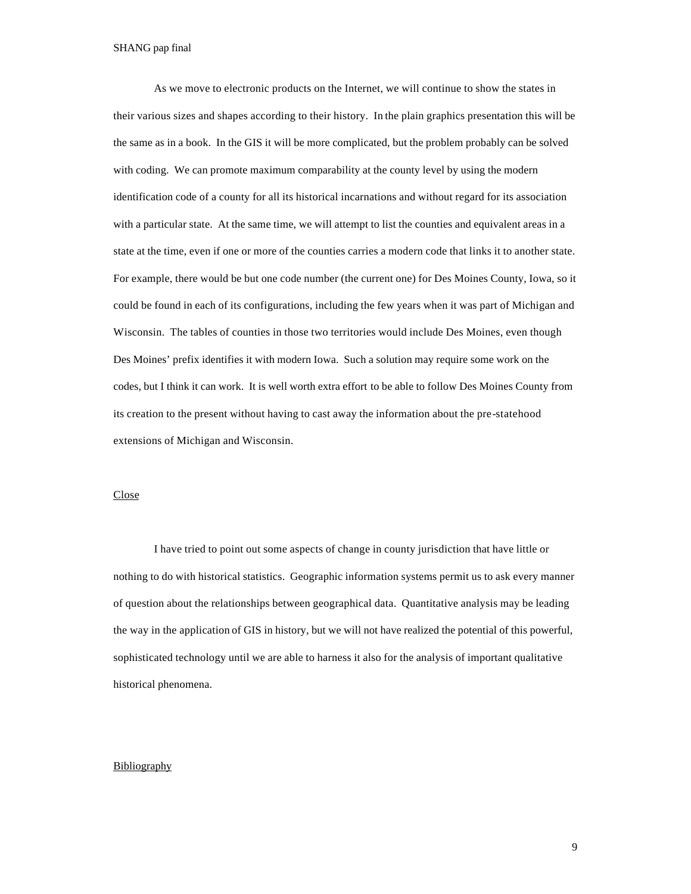As we move to electronic products on the Internet, we will continue to show the states in their various sizes and shapes according to their history. In the plain graphics presentation this will be the same as in a book. In the GIS it will be more complicated, but the problem probably can be solved with coding. We can promote maximum comparability at the county level by using the modern identification code of a county for all its historical incarnations and without regard for its association with a particular state. At the same time, we will attempt to list the counties and equivalent areas in a state at the time, even if one or more of the counties carries a modern code that links it to another state. For example, there would be but one code number (the current one) for Des Moines County, Iowa, so it could be found in each of its configurations, including the few years when it was part of Michigan and Wisconsin. The tables of counties in those two territories would include Des Moines, even though Des Moines' prefix identifies it with modern Iowa. Such a solution may require some work on the codes, but I think it can work. It is well worth extra effort to be able to follow Des Moines County from its creation to the present without having to cast away the information about the pre-statehood extensions of Michigan and Wisconsin.

## Close

I have tried to point out some aspects of change in county jurisdiction that have little or nothing to do with historical statistics. Geographic information systems permit us to ask every manner of question about the relationships between geographical data. Quantitative analysis may be leading the way in the application of GIS in history, but we will not have realized the potential of this powerful, sophisticated technology until we are able to harness it also for the analysis of important qualitative historical phenomena.

## Bibliography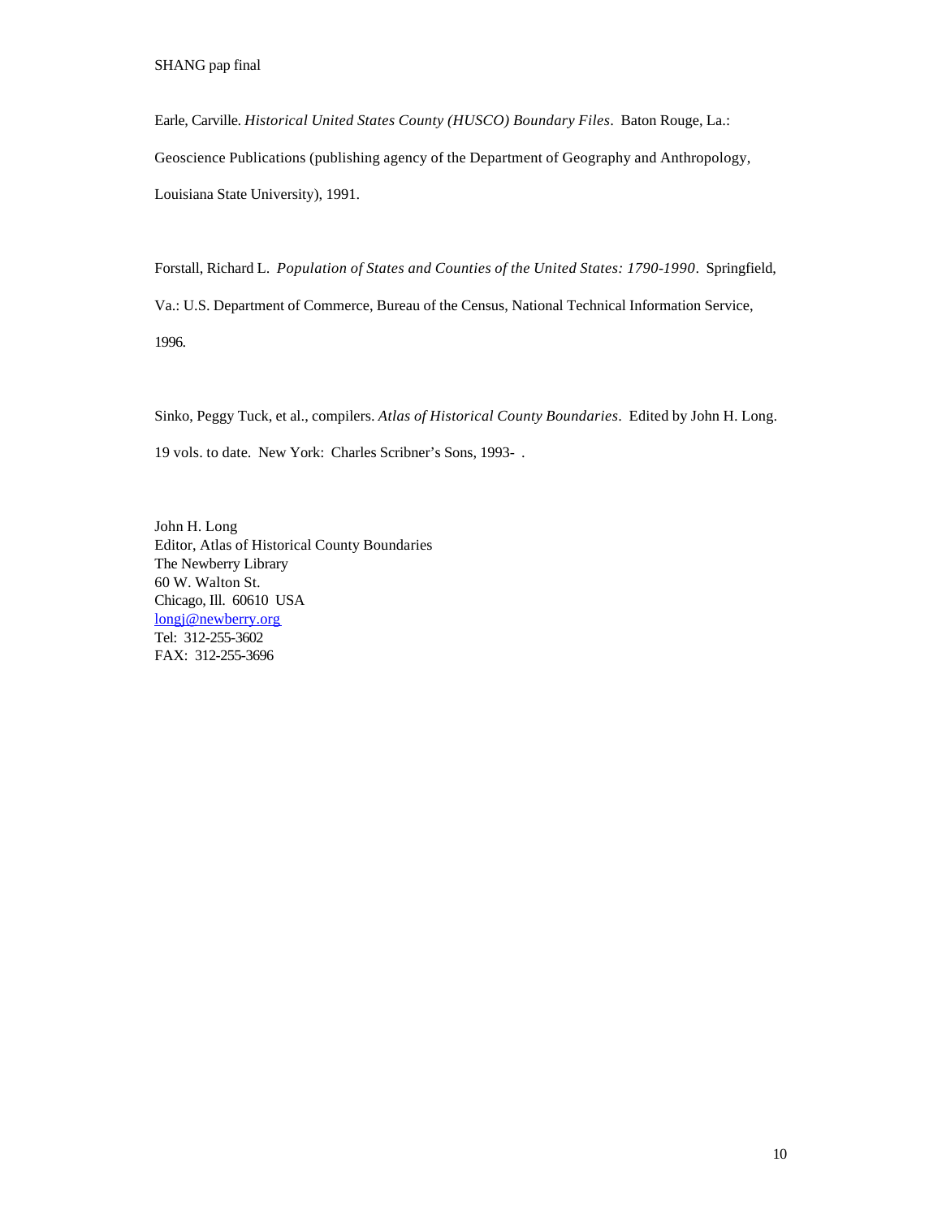Earle, Carville. *Historical United States County (HUSCO) Boundary Files*. Baton Rouge, La.: Geoscience Publications (publishing agency of the Department of Geography and Anthropology, Louisiana State University), 1991.

Forstall, Richard L. *Population of States and Counties of the United States: 1790-1990*. Springfield, Va.: U.S. Department of Commerce, Bureau of the Census, National Technical Information Service, 1996.

Sinko, Peggy Tuck, et al., compilers. *Atlas of Historical County Boundaries*. Edited by John H. Long. 19 vols. to date. New York: Charles Scribner's Sons, 1993- .

John H. Long
Editor, Atlas of Historical County Boundaries
The Newberry Library
60 W. Walton St.
Chicago, Ill. 60610 USA
longj@newberry.org
Tel: 312-255-3602
FAX: 312-255-3696